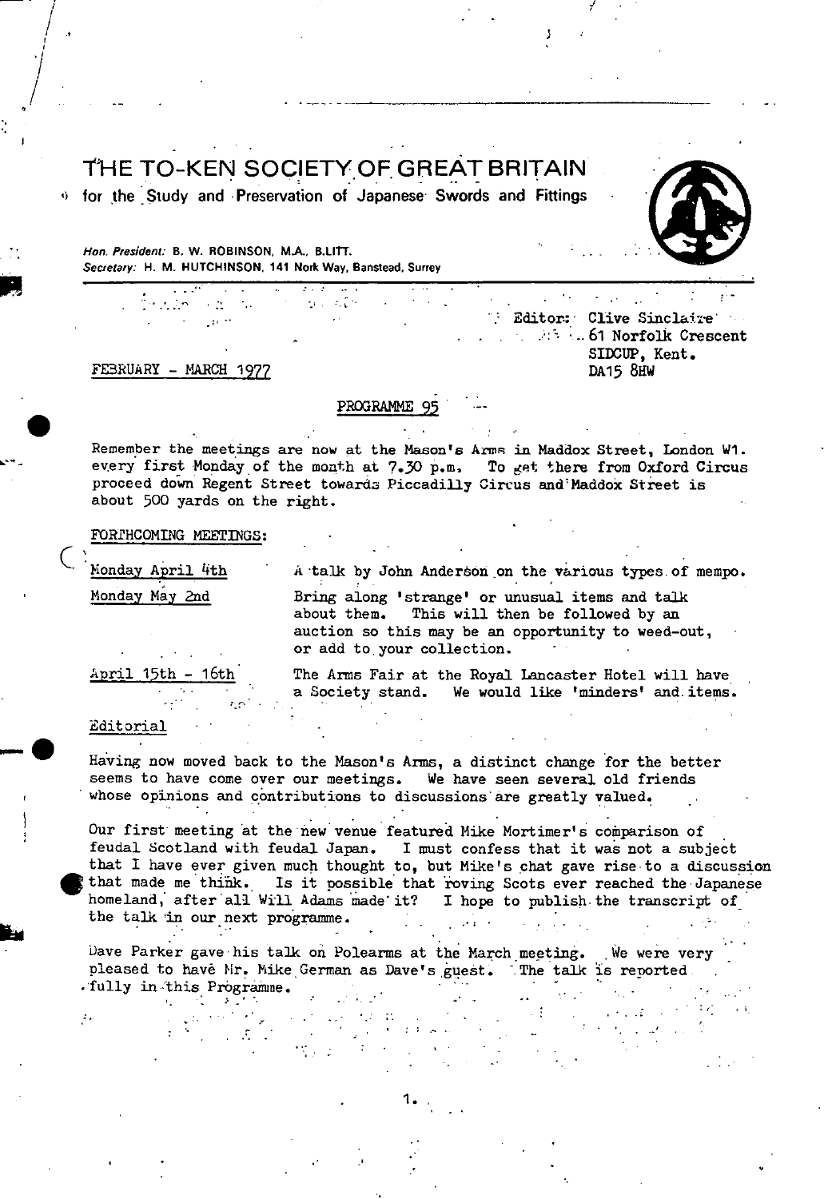# THE TO-KEN SOCIETY OF GREAT BRITAIN

for the Study and Preservation of Japanese Swords and Fittings

*Hon. President:* B. W. ROBINSON, M.A., B.LITT.
*Secretary:* H. M. HUTCHINSON, 141 Nork Way, Banstead, Surrey

Editor: Clive Sinclaire
61 Norfolk Crescent
SIDCUP, Kent.
DA15 8HW

FEBRUARY - MARCH 1977

## PROGRAMME 95

Remember the meetings are now at the Mason's Arms in Maddox Street, London W1. every first Monday of the month at 7.30 p.m. To get there from Oxford Circus proceed down Regent Street towards Piccadilly Circus and Maddox Street is about 500 yards on the right.

### FORTHCOMING MEETINGS:

| | |
|---|---|
| Monday April 4th | A talk by John Anderson on the various types of mempo. |
| Monday May 2nd | Bring along 'strange' or unusual items and talk about them. This will then be followed by an auction so this may be an opportunity to weed-out, or add to your collection. |
| April 15th - 16th | The Arms Fair at the Royal Lancaster Hotel will have a Society stand. We would like 'minders' and items. |

### Editorial

Having now moved back to the Mason's Arms, a distinct change for the better seems to have come over our meetings. We have seen several old friends whose opinions and contributions to discussions are greatly valued.

Our first meeting at the new venue featured Mike Mortimer's comparison of feudal Scotland with feudal Japan. I must confess that it was not a subject that I have ever given much thought to, but Mike's chat gave rise to a discussion that made me think. Is it possible that roving Scots ever reached the Japanese homeland, after all Will Adams made it? I hope to publish the transcript of the talk in our next programme.

Dave Parker gave his talk on Polearms at the March meeting. We were very pleased to have Mr. Mike German as Dave's guest. The talk is reported fully in this Programme.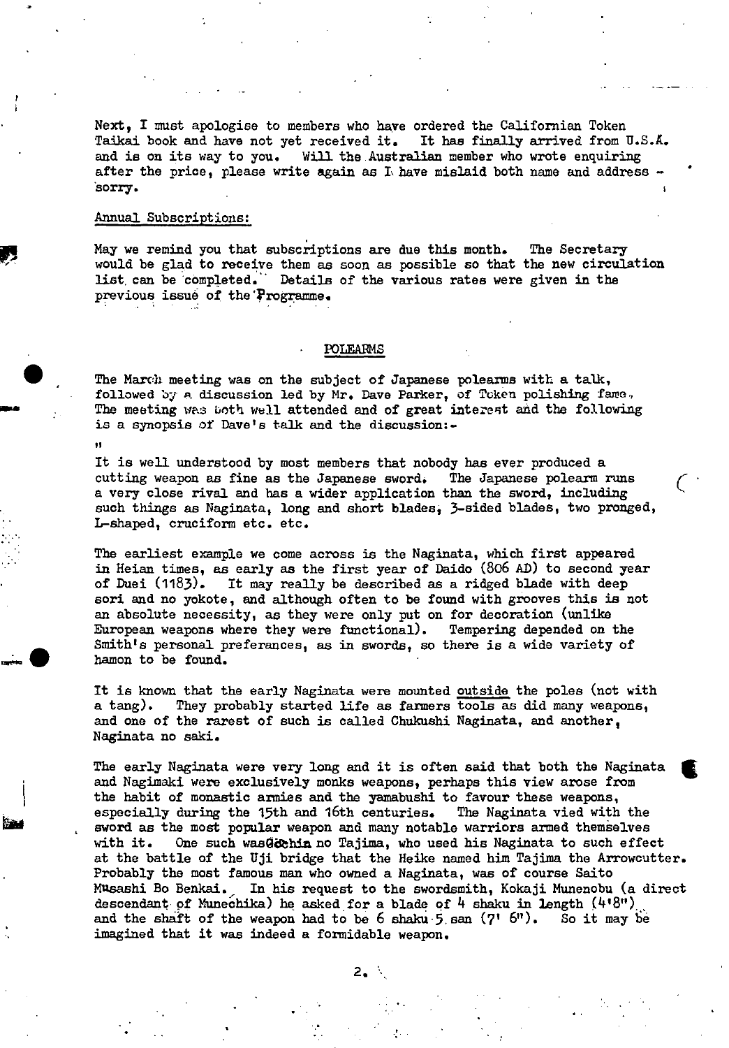Next, I must apologise to members who have ordered the Californian Token Taikai book and have not yet received it. It has finally arrived from U.S.A. and is on its way to you. Will the Australian member who wrote enquiring after the price, please write again as I have mislaid both name and address - sorry.

Annual Subscriptions:

May we remind you that subscriptions are due this month. The Secretary would be glad to receive them as soon as possible so that the new circulation list can be completed. Details of the various rates were given in the previous issue of the Programme.

## POLEARMS

The March meeting was on the subject of Japanese polearms with a talk, followed by a discussion led by Mr. Dave Parker, of Token polishing fame. The meeting was both well attended and of great interest and the following is a synopsis of Dave's talk and the discussion:-

"

It is well understood by most members that nobody has ever produced a cutting weapon as fine as the Japanese sword. The Japanese polearm runs a very close rival and has a wider application than the sword, including such things as Naginata, long and short blades, 3-sided blades, two pronged, L-shaped, cruciform etc. etc.

The earliest example we come across is the Naginata, which first appeared in Heian times, as early as the first year of Daido (806 AD) to second year of Duei (1183). It may really be described as a ridged blade with deep sori and no yokote, and although often to be found with grooves this is not an absolute necessity, as they were only put on for decoration (unlike European weapons where they were functional). Tempering depended on the Smith's personal preferances, as in swords, so there is a wide variety of hamon to be found.

It is known that the early Naginata were mounted outside the poles (not with a tang). They probably started life as farmers tools as did many weapons, and one of the rarest of such is called Chukushi Naginata, and another, Naginata no saki.

The early Naginata were very long and it is often said that both the Naginata and Nagimaki were exclusively monks weapons, perhaps this view arose from the habit of monastic armies and the yamabushi to favour these weapons, especially during the 15th and 16th centuries. The Naginata vied with the sword as the most popular weapon and many notable warriors armed themselves with it. One such was Gochin no Tajima, who used his Naginata to such effect at the battle of the Uji bridge that the Heike named him Tajima the Arrowcutter. Probably the most famous man who owned a Naginata, was of course Saito Musashi Bo Benkai. In his request to the swordsmith, Kokaji Munenobu (a direct descendant of Munechika) he asked for a blade of 4 shaku in length (4'8") and the shaft of the weapon had to be 6 shaku 5 san (7' 6"). So it may be imagined that it was indeed a formidable weapon.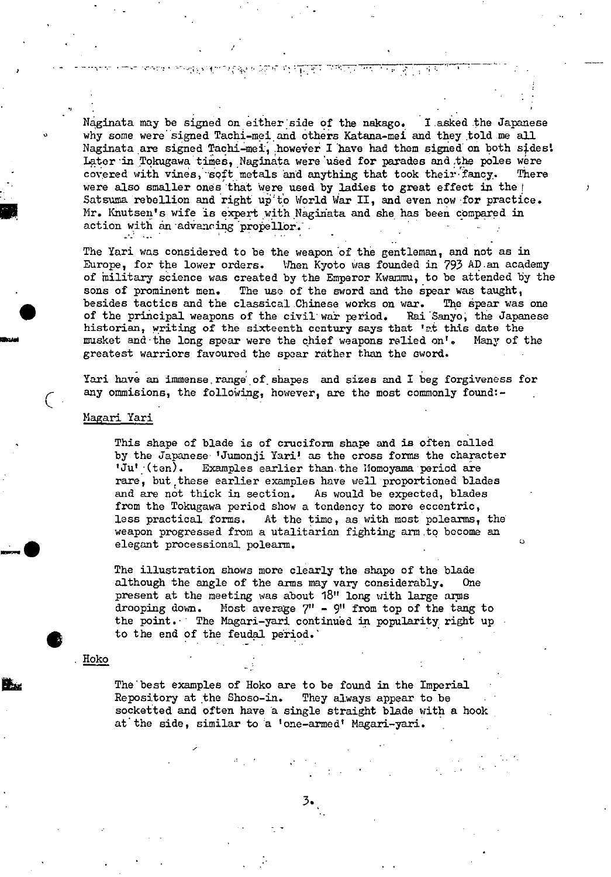Naginata may be signed on either side of the nakago. I asked the Japanese why some were signed Tachi-mei and others Katana-mei and they told me all Naginata are signed Tachi-mei, however I have had them signed on both sides! Later in Tokugawa times, Naginata were used for parades and the poles were covered with vines, soft metals and anything that took their fancy. There were also smaller ones that were used by ladies to great effect in the Satsuma rebellion and right up to World War II, and even now for practice. Mr. Knutsen's wife is expert with Naginata and she has been compared in action with an advancing propellor.

The Yari was considered to be the weapon of the gentleman, and not as in Europe, for the lower orders. When Kyoto was founded in 793 AD an academy of military science was created by the Emperor Kwanmu, to be attended by the sons of prominent men. The use of the sword and the spear was taught, besides tactics and the classical Chinese works on war. The spear was one of the principal weapons of the civil war period. Rai Sanyo, the Japanese historian, writing of the sixteenth century says that 'at this date the musket and the long spear were the chief weapons relied on'. Many of the greatest warriors favoured the spear rather than the sword.

Yari have an immense range of shapes and sizes and I beg forgiveness for any ommisions, the following, however, are the most commonly found:-

Magari Yari

> This shape of blade is of cruciform shape and is often called by the Japanese 'Jumonji Yari' as the cross forms the character 'Ju' (ten). Examples earlier than the Momoyama period are rare, but these earlier examples have well proportioned blades and are not thick in section. As would be expected, blades from the Tokugawa period show a tendency to more eccentric, less practical forms. At the time, as with most polearms, the weapon progressed from a utalitarian fighting arm to become an elegant processional polearm.
>
> The illustration shows more clearly the shape of the blade although the angle of the arms may vary considerably. One present at the meeting was about 18" long with large arms drooping down. Most average 7" - 9" from top of the tang to the point. The Magari-yari continued in popularity right up to the end of the feudal period.

Hoko

> The best examples of Hoko are to be found in the Imperial Repository at the Shoso-in. They always appear to be socketted and often have a single straight blade with a hook at the side, similar to a 'one-armed' Magari-yari.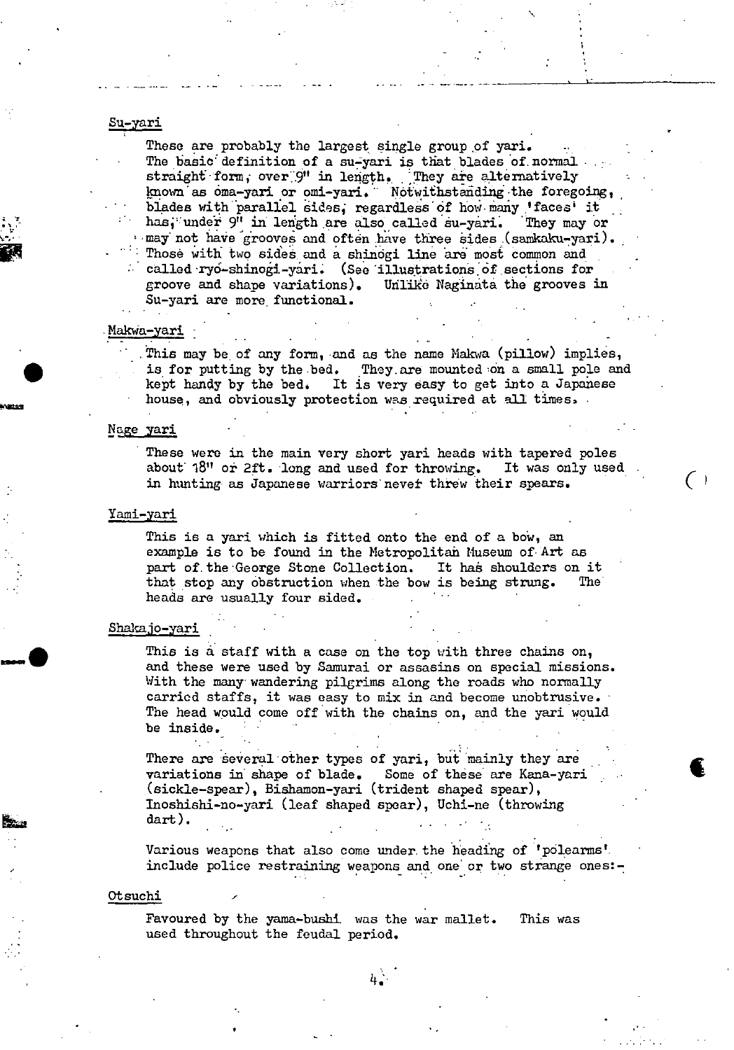## Su-yari

These are probably the largest single group of yari. The basic definition of a su-yari is that blades of normal straight form, over 9" in length. They are alternatively known as oma-yari or omi-yari. Notwithstanding the foregoing, blades with parallel sides, regardless of how many 'faces' it has, under 9" in length are also called su-yari. They may or may not have grooves and often have three sides (samkaku-yari). Those with two sides and a shinogi line are most common and called ryo-shinogi-yari. (See illustrations of sections for groove and shape variations). Unlike Naginata the grooves in Su-yari are more functional.

## Makwa-yari

This may be of any form, and as the name Makwa (pillow) implies, is for putting by the bed. They are mounted on a small pole and kept handy by the bed. It is very easy to get into a Japanese house, and obviously protection was required at all times.

## Nage yari

These were in the main very short yari heads with tapered poles about 18" or 2ft. long and used for throwing. It was only used in hunting as Japanese warriors never threw their spears.

## Yami-yari

This is a yari which is fitted onto the end of a bow, an example is to be found in the Metropolitan Museum of Art as part of the George Stone Collection. It has shoulders on it that stop any obstruction when the bow is being strung. The heads are usually four sided.

## Shakajo-yari

This is a staff with a case on the top with three chains on, and these were used by Samurai or assasins on special missions. With the many wandering pilgrims along the roads who normally carried staffs, it was easy to mix in and become unobtrusive. The head would come off with the chains on, and the yari would be inside.

There are several other types of yari, but mainly they are variations in shape of blade. Some of these are Kana-yari (sickle-spear), Bishamon-yari (trident shaped spear), Inoshishi-no-yari (leaf shaped spear), Uchi-ne (throwing dart).

Various weapons that also come under the heading of 'polearms' include police restraining weapons and one or two strange ones:-

## Otsuchi

Favoured by the yama-bushi was the war mallet. This was used throughout the feudal period.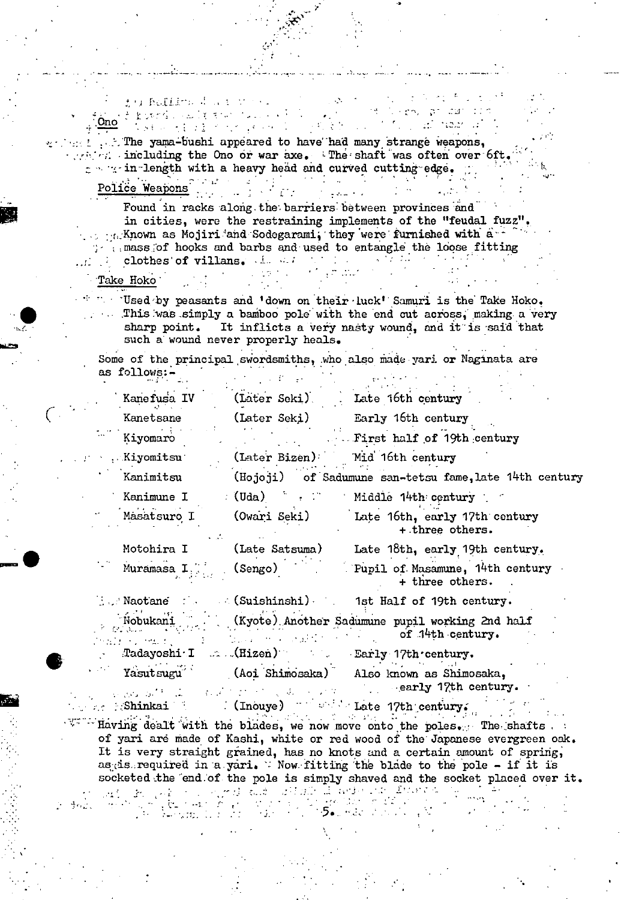## Ono

The yama-bushi appeared to have had many strange weapons, including the Ono or war axe. The shaft was often over 6ft. in length with a heavy head and curved cutting edge.

## Police Weapons

Found in racks along the barriers between provinces and in cities, were the restraining implements of the "feudal fuzz". Known as Mojiri and Sodegarami, they were furnished with a mass of hooks and barbs and used to entangle the loose fitting clothes of villans.

## Take Hoko

Used by peasants and 'down on their luck' Samuri is the Take Hoko. This was simply a bamboo pole with the end cut across, making a very sharp point. It inflicts a very nasty wound, and it is said that such a wound never properly heals.

Some of the principal swordsmiths, who also made yari or Naginata are as follows:-

| | | |
|---|---|---|
| Kanefusa IV | (Later Seki) | Late 16th century |
| Kanetsane | (Later Seki) | Early 16th century |
| Kiyomaro | | First half of 19th century |
| Kiyomitsu | (Later Bizen) | Mid 16th century |
| Kanimitsu | (Hojoji) | of Sadumune san-tetsu fame, late 14th century |
| Kanimune I | (Uda) | Middle 14th century |
| Masatsuro I | (Owari Seki) | Late 16th, early 17th century + three others. |
| Motohira I | (Late Satsuma) | Late 18th, early 19th century. |
| Muramasa I | (Sengo) | Pupil of Masamune, 14th century + three others. |
| Naotane | (Suishinshi) | 1st Half of 19th century. |
| Nobukani | (Kyote) | Another Sadumune pupil working 2nd half of 14th century. |
| Tadayoshi I | (Hizen) | Early 17th century. |
| Yasutsugu | (Aoi Shimosaka) | Also known as Shimosaka, early 17th century. |
| Shinkai | (Inouye) | Late 17th century. |

Having dealt with the blades, we now move onto the poles. The shafts of yari are made of Kashi, white or red wood of the Japanese evergreen oak. It is very straight grained, has no knots and a certain amount of spring, as is required in a yari. Now fitting the blade to the pole - if it is socketed the end of the pole is simply shaved and the socket placed over it.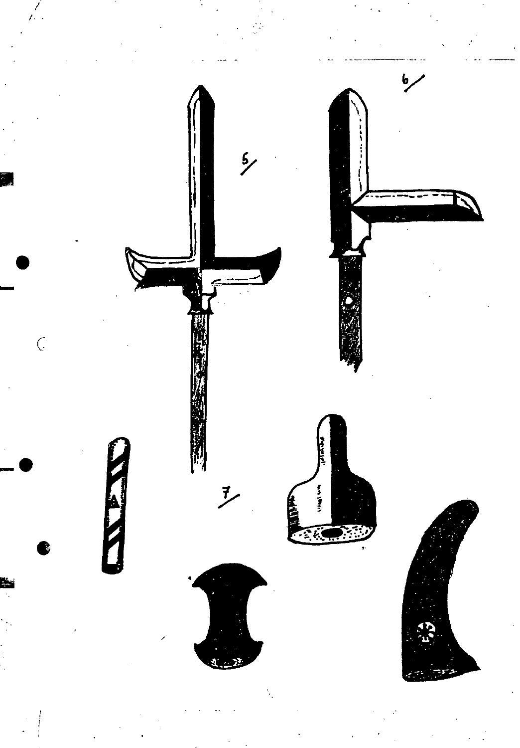5/

6/

7/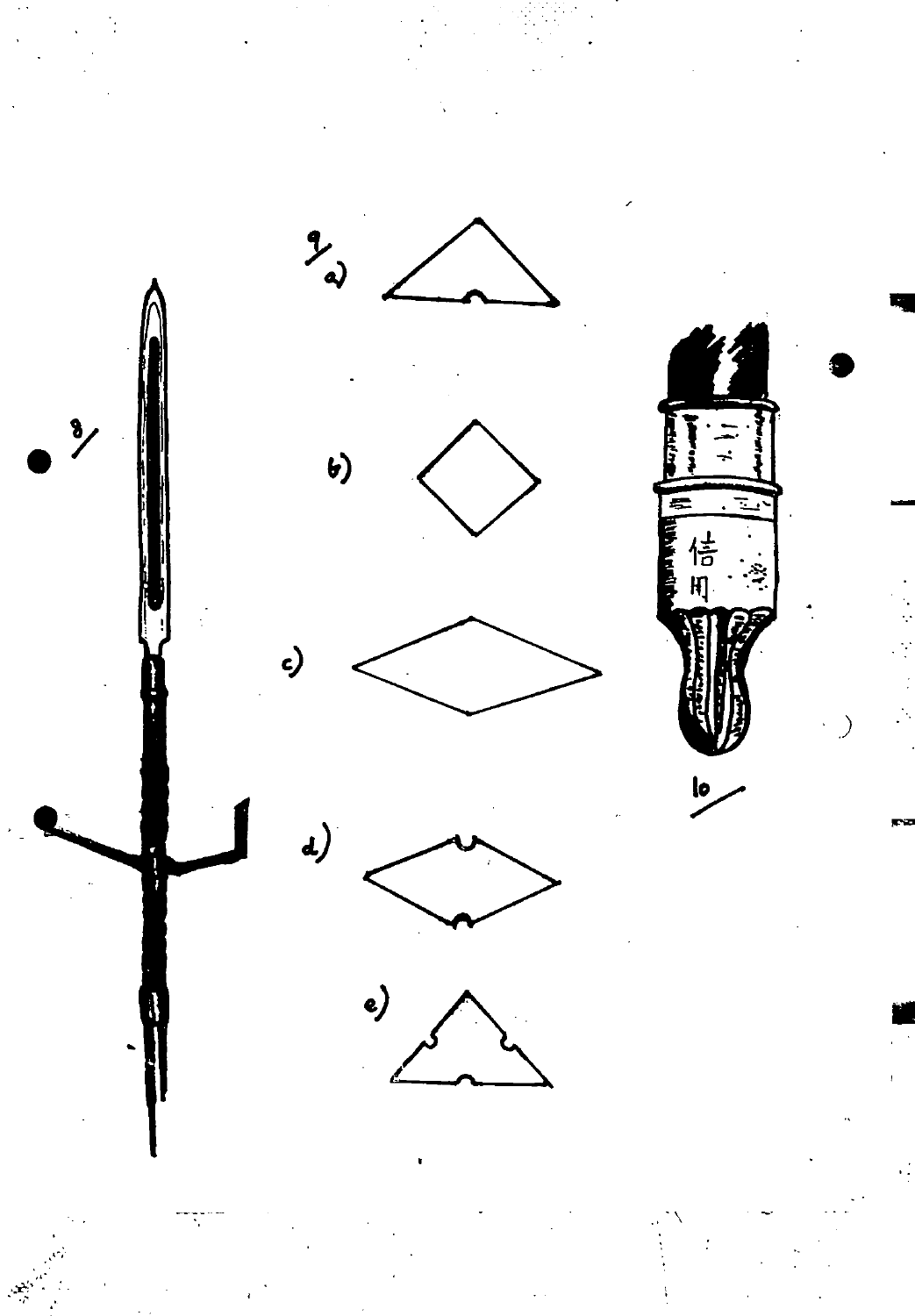8/

9/ a)

b)

c)

d)

e)

信用

10/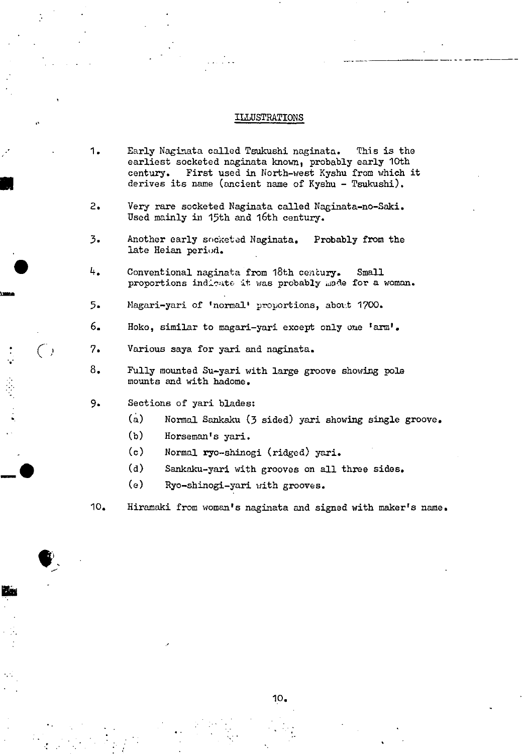## ILLUSTRATIONS

1. Early Naginata called Tsukushi naginata. This is the earliest socketed naginata known, probably early 10th century. First used in North-west Kyshu from which it derives its name (ancient name of Kyshu - Tsukushi).

2. Very rare socketed Naginata called Naginata-no-Saki. Used mainly in 15th and 16th century.

3. Another early socketed Naginata. Probably from the late Heian period.

4. Conventional naginata from 18th century. Small proportions indicate it was probably made for a woman.

5. Magari-yari of 'normal' proportions, about 1700.

6. Hoko, similar to magari-yari except only one 'arm'.

7. Various saya for yari and naginata.

8. Fully mounted Su-yari with large groove showing pole mounts and with hadome.

9. Sections of yari blades:
   - (a) Normal Sankaku (3 sided) yari showing single groove.
   - (b) Horseman's yari.
   - (c) Normal ryo-shinogi (ridged) yari.
   - (d) Sankaku-yari with grooves on all three sides.
   - (e) Ryo-shinogi-yari with grooves.

10. Hiramaki from woman's naginata and signed with maker's name.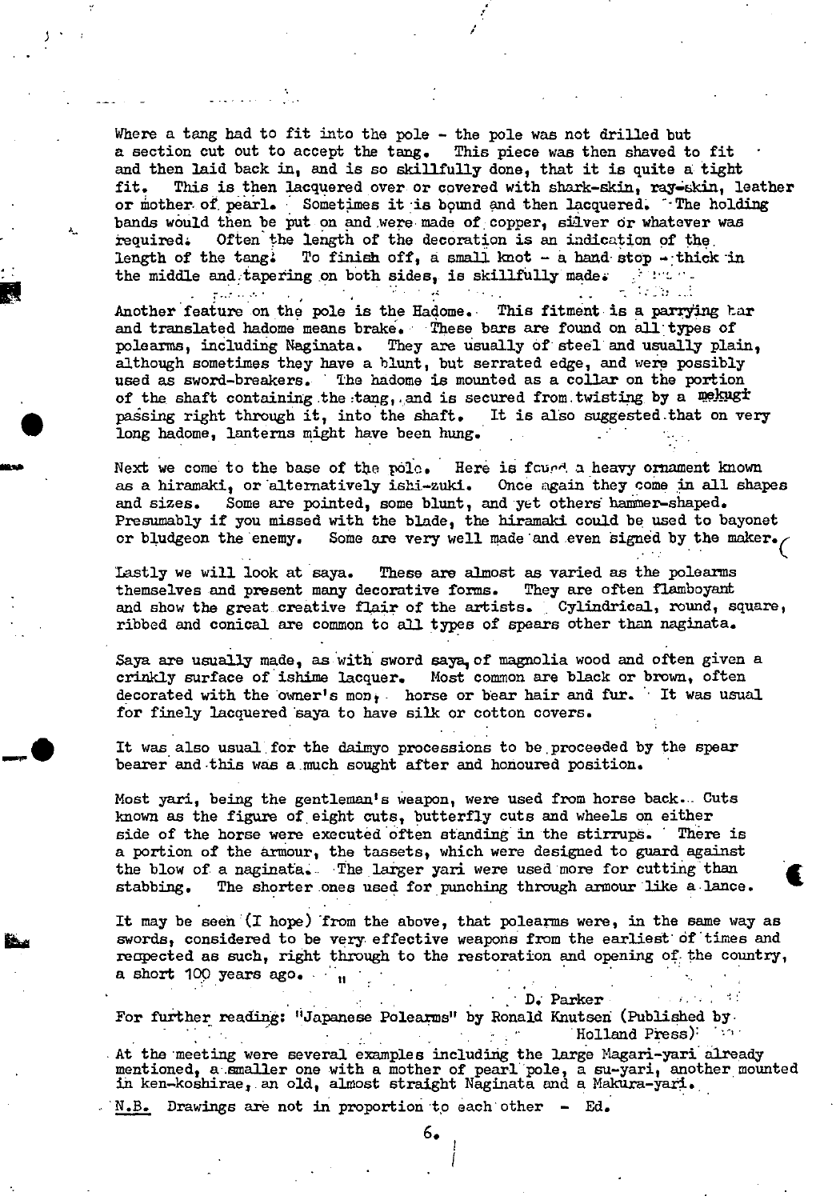Where a tang had to fit into the pole - the pole was not drilled but a section cut out to accept the tang. This piece was then shaved to fit and then laid back in, and is so skillfully done, that it is quite a tight fit. This is then lacquered over or covered with shark-skin, ray-skin, leather or mother of pearl. Sometimes it is bound and then lacquered. The holding bands would then be put on and were made of copper, silver or whatever was required. Often the length of the decoration is an indication of the length of the tang. To finish off, a small knot - a hand stop - thick in the middle and tapering on both sides, is skillfully made.

Another feature on the pole is the Hadome. This fitment is a parrying bar and translated hadome means brake. These bars are found on all types of polearms, including Naginata. They are usually of steel and usually plain, although sometimes they have a blunt, but serrated edge, and were possibly used as sword-breakers. The hadome is mounted as a collar on the portion of the shaft containing the tang, and is secured from twisting by a mekugi passing right through it, into the shaft. It is also suggested that on very long hadome, lanterns might have been hung.

Next we come to the base of the pole. Here is found a heavy ornament known as a hiramaki, or alternatively ishi-zuki. Once again they come in all shapes and sizes. Some are pointed, some blunt, and yet others hammer-shaped. Presumably if you missed with the blade, the hiramaki could be used to bayonet or bludgeon the enemy. Some are very well made and even signed by the maker.

Lastly we will look at saya. These are almost as varied as the polearms themselves and present many decorative forms. They are often flamboyant and show the great creative flair of the artists. Cylindrical, round, square, ribbed and conical are common to all types of spears other than naginata.

Saya are usually made, as with sword saya, of magnolia wood and often given a crinkly surface of ishime lacquer. Most common are black or brown, often decorated with the owner's mon, horse or bear hair and fur. It was usual for finely lacquered saya to have silk or cotton covers.

It was also usual for the daimyo processions to be proceeded by the spear bearer and this was a much sought after and honoured position.

Most yari, being the gentleman's weapon, were used from horse back. Cuts known as the figure of eight cuts, butterfly cuts and wheels on either side of the horse were executed often standing in the stirrups. There is a portion of the armour, the tassets, which were designed to guard against the blow of a naginata. The larger yari were used more for cutting than stabbing. The shorter ones used for punching through armour like a lance.

It may be seen (I hope) from the above, that polearms were, in the same way as swords, considered to be very effective weapons from the earliest of times and respected as such, right through to the restoration and opening of the country, a short 100 years ago."

D. Parker

For further reading: "Japanese Polearms" by Ronald Knutsen (Published by Holland Press)

At the meeting were several examples including the large Magari-yari already mentioned, a smaller one with a mother of pearl pole, a su-yari, another mounted in ken-koshirae, an old, almost straight Naginata and a Makura-yari.

N.B. Drawings are not in proportion to each other - Ed.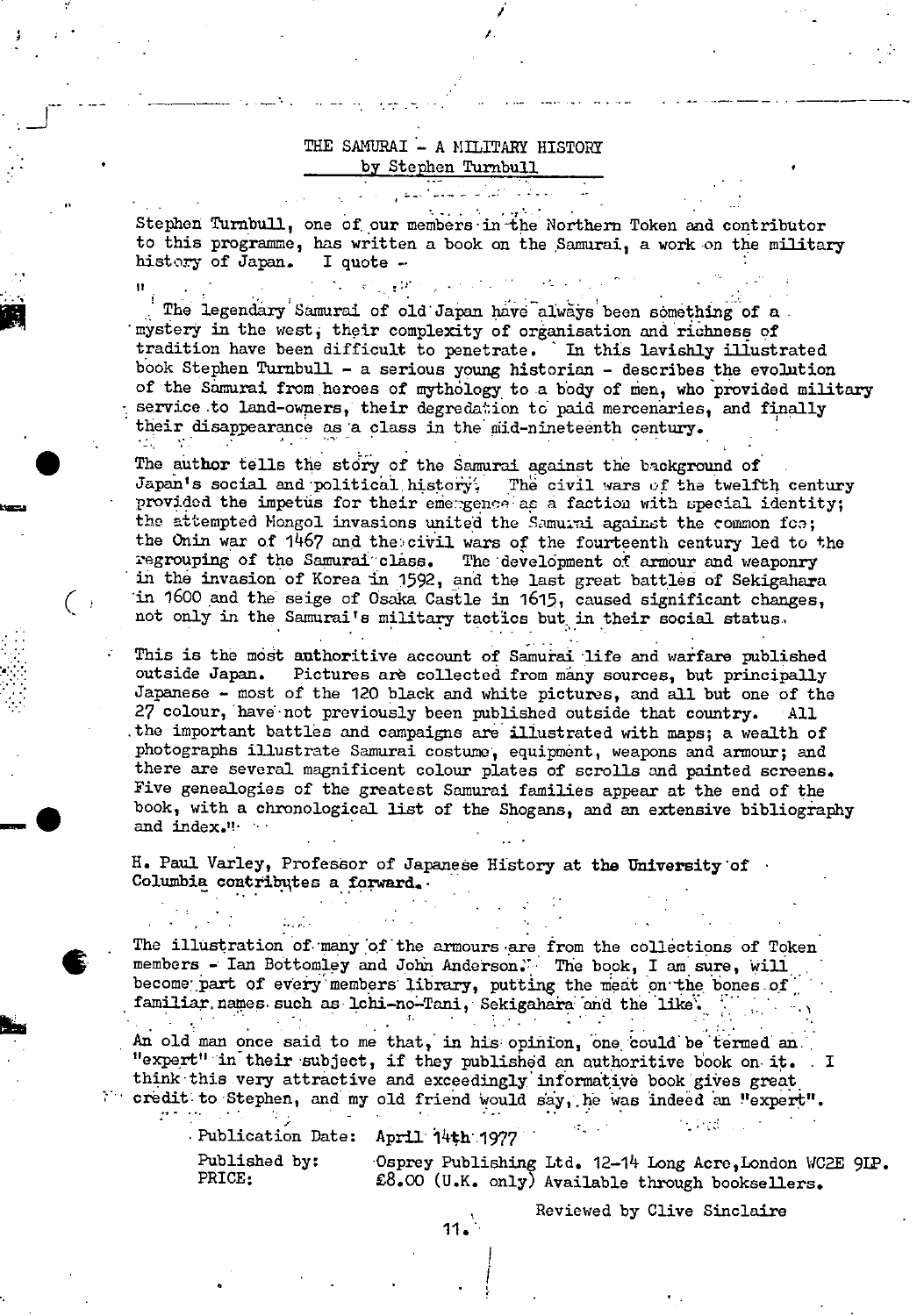# THE SAMURAI - A MILITARY HISTORY
## by Stephen Turnbull

Stephen Turnbull, one of our members in the Northern Token and contributor to this programme, has written a book on the Samurai, a work on the military history of Japan. I quote -

"

The legendary Samurai of old Japan have always been something of a mystery in the west, their complexity of organisation and richness of tradition have been difficult to penetrate. In this lavishly illustrated book Stephen Turnbull - a serious young historian - describes the evolution of the Samurai from heroes of mythology to a body of men, who provided military service to land-owners, their degredation to paid mercenaries, and finally their disappearance as a class in the mid-nineteenth century.

The author tells the story of the Samurai against the background of Japan's social and political history. The civil wars of the twelfth century provided the impetus for their emergence as a faction with special identity; the attempted Mongol invasions united the Samurai against the common foe; the Onin war of 1467 and the civil wars of the fourteenth century led to the regrouping of the Samurai class. The development of armour and weaponry in the invasion of Korea in 1592, and the last great battles of Sekigahara in 1600 and the seige of Osaka Castle in 1615, caused significant changes, not only in the Samurai's military tactics but in their social status.

This is the most authoritive account of Samurai life and warfare published outside Japan. Pictures are collected from many sources, but principally Japanese - most of the 120 black and white pictures, and all but one of the 27 colour, have not previously been published outside that country. All the important battles and campaigns are illustrated with maps; a wealth of photographs illustrate Samurai costume, equipment, weapons and armour; and there are several magnificent colour plates of scrolls and painted screens. Five genealogies of the greatest Samurai families appear at the end of the book, with a chronological list of the Shogans, and an extensive bibliography and index."

H. Paul Varley, Professor of Japanese History at the University of Columbia contributes a forward.

The illustration of many of the armours are from the collections of Token members - Ian Bottomley and John Anderson. The book, I am sure, will become part of every members library, putting the meat on the bones of familiar names such as Ichi-no-Tani, Sekigahara and the like.

An old man once said to me that, in his opinion, one could be termed an "expert" in their subject, if they published an authoritive book on it. I think this very attractive and exceedingly informative book gives great credit to Stephen, and my old friend would say, he was indeed an "expert".

Publication Date: April 14th 1977

Published by: Osprey Publishing Ltd. 12-14 Long Acre, London WC2E 9LP.
PRICE: £8.00 (U.K. only) Available through booksellers.

Reviewed by Clive Sinclaire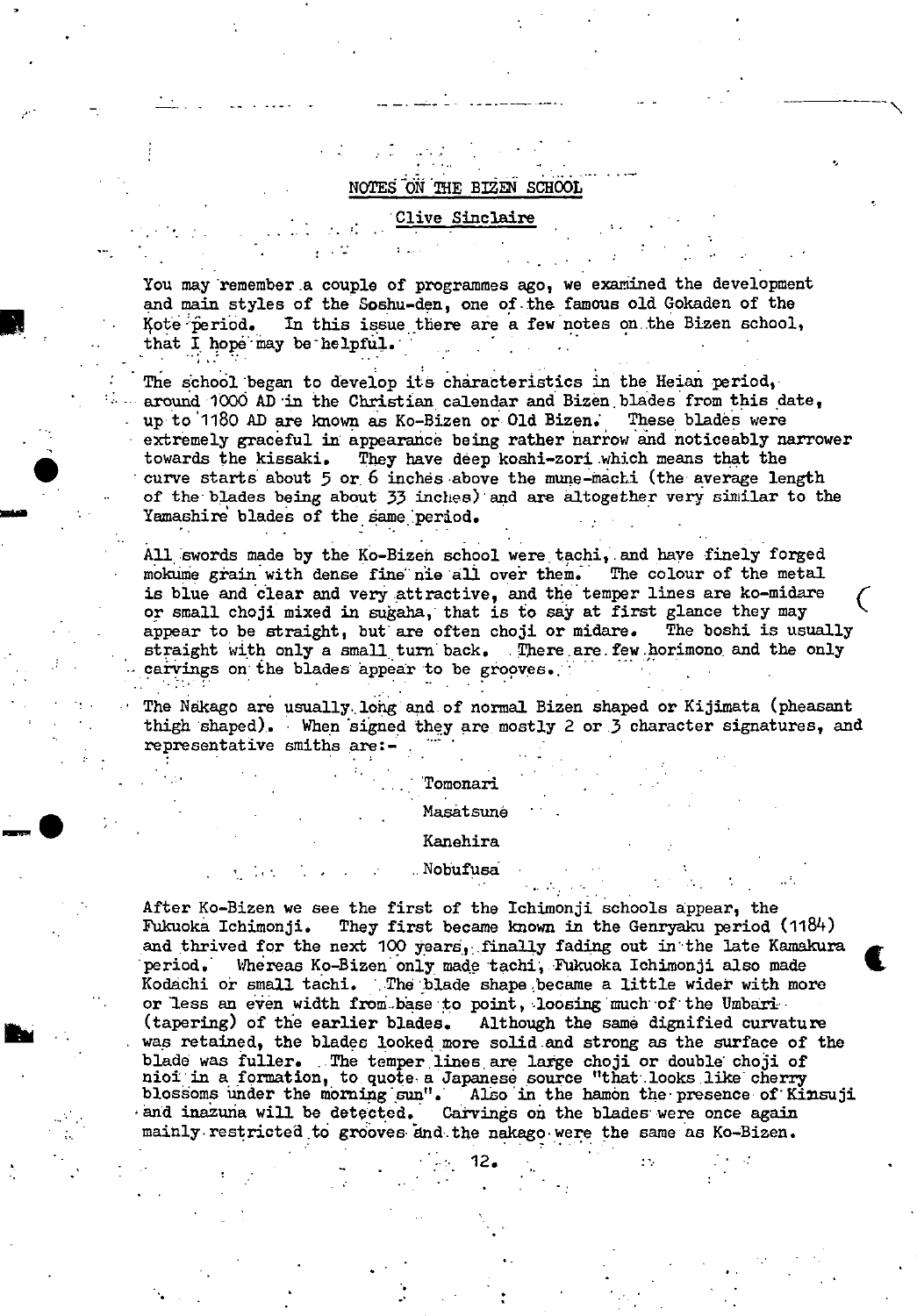# NOTES ON THE BIZEN SCHOOL

## Clive Sinclaire

You may remember a couple of programmes ago, we examined the development and main styles of the Soshu-den, one of the famous old Gokaden of the Kote period. In this issue there are a few notes on the Bizen school, that I hope may be helpful.

The school began to develop its characteristics in the Heian period, around 1000 AD in the Christian calendar and Bizen blades from this date, up to 1180 AD are known as Ko-Bizen or Old Bizen. These blades were extremely graceful in appearance being rather narrow and noticeably narrower towards the kissaki. They have deep koshi-zori which means that the curve starts about 5 or 6 inches above the mune-machi (the average length of the blades being about 33 inches) and are altogether very similar to the Yamashiro blades of the same period.

All swords made by the Ko-Bizen school were tachi, and have finely forged mokume grain with dense fine nie all over them. The colour of the metal is blue and clear and very attractive, and the temper lines are ko-midare or small choji mixed in sugaha, that is to say at first glance they may appear to be straight, but are often choji or midare. The boshi is usually straight with only a small turn back. There are few horimono and the only carvings on the blades appear to be grooves.

The Nakago are usually long and of normal Bizen shaped or Kijimata (pheasant thigh shaped). When signed they are mostly 2 or 3 character signatures, and representative smiths are:-

Tomonari

Masatsune

Kanehira

Nobufusa

After Ko-Bizen we see the first of the Ichimonji schools appear, the Fukuoka Ichimonji. They first became known in the Genryaku period (1184) and thrived for the next 100 years, finally fading out in the late Kamakura period. Whereas Ko-Bizen only made tachi, Fukuoka Ichimonji also made Kodachi or small tachi. The blade shape became a little wider with more or less an even width from base to point, loosing much of the Umbari (tapering) of the earlier blades. Although the same dignified curvature was retained, the blades looked more solid and strong as the surface of the blade was fuller. The temper lines are large choji or double choji of nioi in a formation, to quote a Japanese source "that looks like cherry blossoms under the morning sun". Also in the hamon the presence of Kinsuji and inazuma will be detected. Carvings on the blades were once again mainly restricted to grooves and the nakago were the same as Ko-Bizen.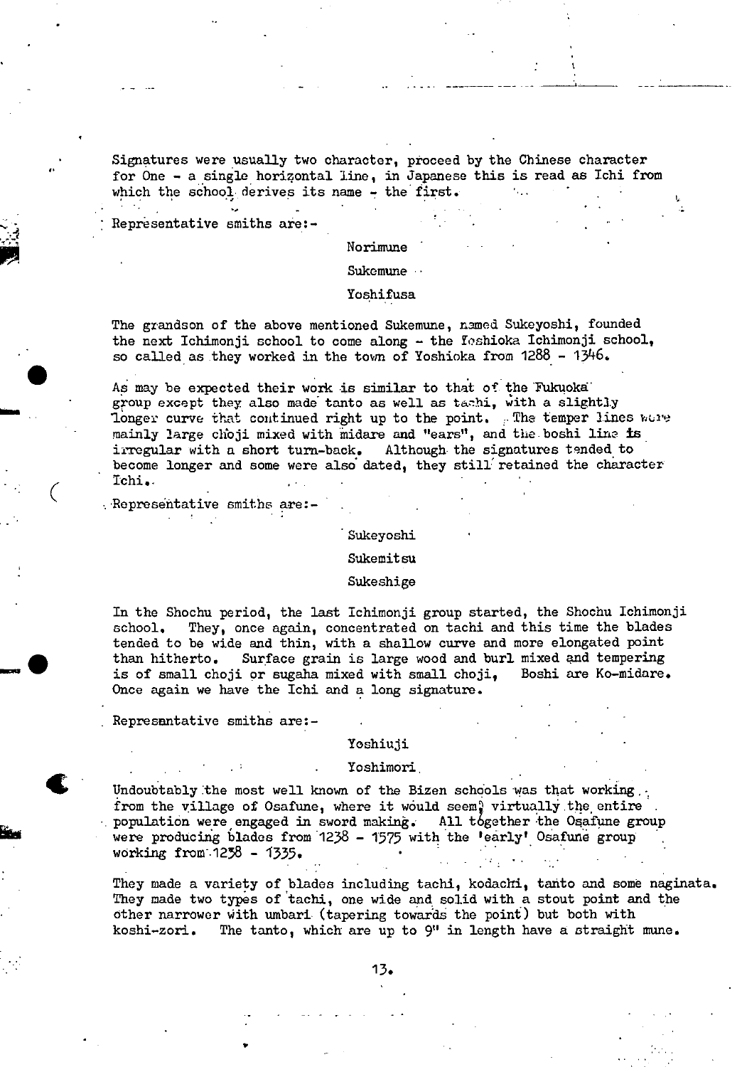Signatures were usually two character, proceed by the Chinese character for One - a single horizontal line, in Japanese this is read as Ichi from which the school derives its name - the first.

Representative smiths are:-

Norimune

Sukemune

Yoshifusa

The grandson of the above mentioned Sukemune, named Sukeyoshi, founded the next Ichimonji school to come along - the Yoshioka Ichimonji school, so called as they worked in the town of Yoshioka from 1288 - 1346.

As may be expected their work is similar to that of the Fukuoka group except they also made tanto as well as tachi, with a slightly longer curve that continued right up to the point. The temper lines were mainly large choji mixed with midare and "ears", and the boshi line is irregular with a short turn-back. Although the signatures tended to become longer and some were also dated, they still retained the character Ichi.

Representative smiths are:-

Sukeyoshi

Sukemitsu

Sukeshige

In the Shochu period, the last Ichimonji group started, the Shochu Ichimonji school. They, once again, concentrated on tachi and this time the blades tended to be wide and thin, with a shallow curve and more elongated point than hitherto. Surface grain is large wood and burl mixed and tempering is of small choji or sugaha mixed with small choji, Boshi are Ko-midare. Once again we have the Ichi and a long signature.

Representantive smiths are:-

Yoshiuji

Yoshimori

Undoubtably the most well known of the Bizen schools was that working from the village of Osafune, where it would seem, virtually the entire population were engaged in sword making. All together the Osafune group were producing blades from 1238 - 1575 with the 'early' Osafune group working from 1238 - 1335.

They made a variety of blades including tachi, kodachi, tanto and some naginata. They made two types of tachi, one wide and solid with a stout point and the other narrower with umbari (tapering towards the point) but both with koshi-zori. The tanto, which are up to 9" in length have a straight mune.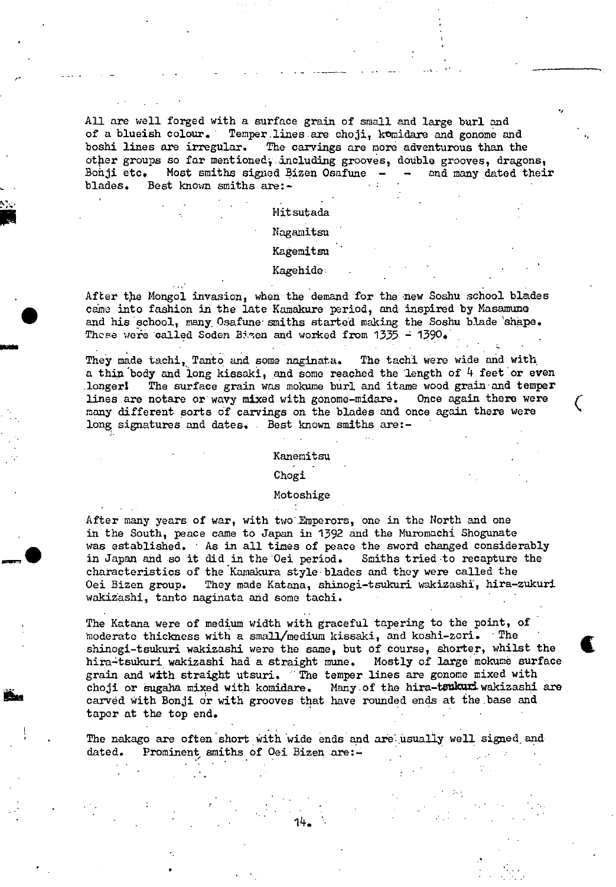All are well forged with a surface grain of small and large burl and of a blueish colour. Temper lines are choji, komidare and gonome and boshi lines are irregular. The carvings are more adventurous than the other groups so far mentioned, including grooves, double grooves, dragons, Bonji etc. Most smiths signed Bizen Osafune - - and many dated their blades. Best known smiths are:-

Mitsutada

Nagamitsu

Kagemitsu

Kagehide

After the Mongol invasion, when the demand for the new Soshu school blades came into fashion in the late Kamakure period, and inspired by Masamune and his school, many Osafune smiths started making the Soshu blade shape. These were called Soden Bizen and worked from 1335 - 1390.

They made tachi, Tanto and some naginata. The tachi were wide and with a thin body and long kissaki, and some reached the length of 4 feet or even longer! The surface grain was mokume burl and itame wood grain and temper lines are notare or wavy mixed with gonome-midare. Once again there were many different sorts of carvings on the blades and once again there were long signatures and dates. Best known smiths are:-

Kanemitsu

Chogi

Motoshige

After many years of war, with two Emperors, one in the North and one in the South, peace came to Japan in 1392 and the Muromachi Shogunate was established. As in all times of peace the sword changed considerably in Japan and so it did in the Oei period. Smiths tried to recapture the characteristics of the Kamakura style blades and they were called the Oei Bizen group. They made Katana, shinogi-tsukuri wakizashi, hira-zukuri wakizashi, tanto naginata and some tachi.

The Katana were of medium width with graceful tapering to the point, of moderate thickness with a small/medium kissaki, and koshi-zori. The shinogi-tsukuri wakizashi were the same, but of course, shorter, whilst the hira-tsukuri wakizashi had a straight mune. Mostly of large mokume surface grain and with straight utsuri. The temper lines are gonome mixed with choji or sugaha mixed with komidare. Many of the hira-tsukuri wakizashi are carved with Bonji or with grooves that have rounded ends at the base and taper at the top end.

The nakago are often short with wide ends and are usually well signed and dated. Prominent smiths of Oei Bizen are:-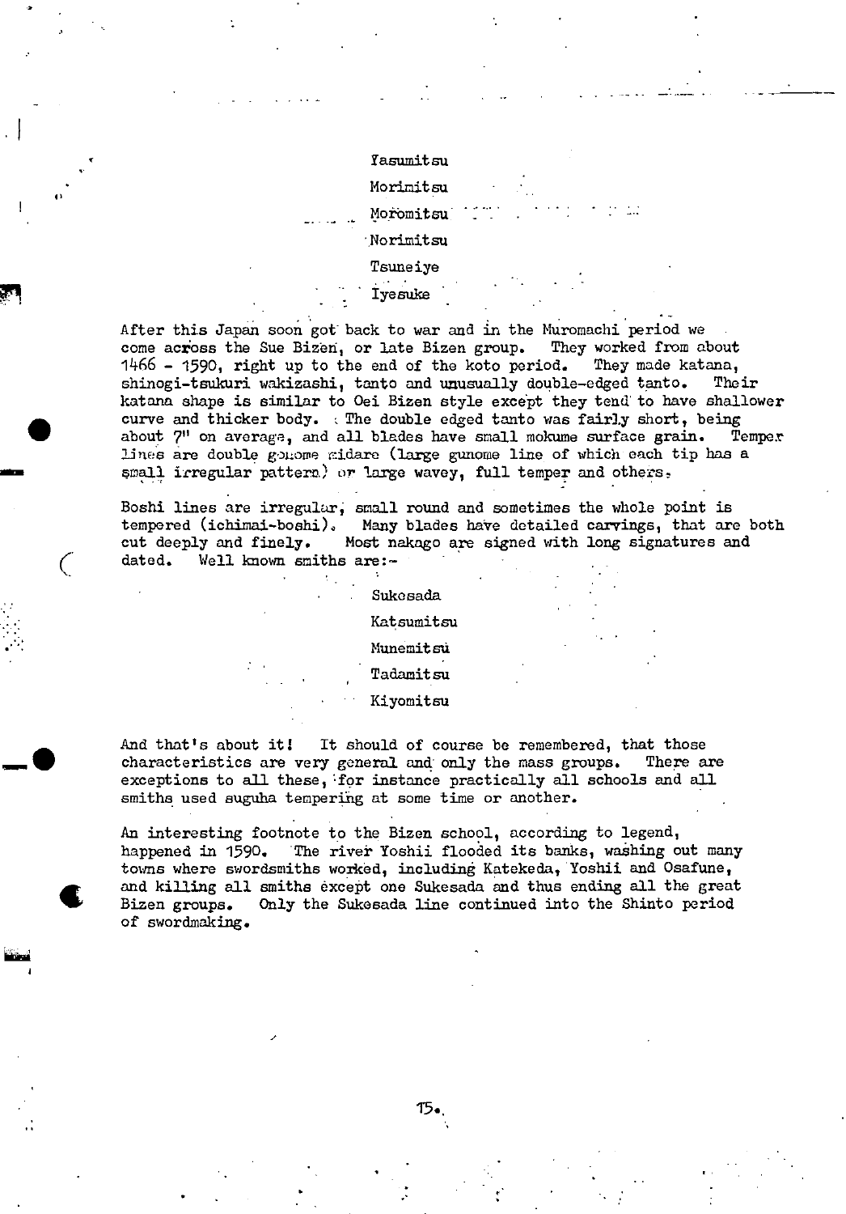Yasumitsu

Morimitsu

Moromitsu

Norimitsu

Tsuneiye

Iyesuke

After this Japan soon got back to war and in the Muromachi period we come across the Sue Bizen, or late Bizen group. They worked from about 1466 - 1590, right up to the end of the koto period. They made katana, shinogi-tsukuri wakizashi, tanto and unusually double-edged tanto. Their katana shape is similar to Oei Bizen style except they tend to have shallower curve and thicker body. The double edged tanto was fairly short, being about 7" on average, and all blades have small mokume surface grain. Temper lines are double gunome midare (large gunome line of which each tip has a small irregular pattern) or large wavey, full temper and others.

Boshi lines are irregular, small round and sometimes the whole point is tempered (ichimai-boshi). Many blades have detailed carvings, that are both cut deeply and finely. Most nakago are signed with long signatures and dated. Well known smiths are:-

Sukesada

Katsumitsu

Munemitsu

Tadamitsu

Kiyomitsu

And that's about it! It should of course be remembered, that those characteristics are very general and only the mass groups. There are exceptions to all these, for instance practically all schools and all smiths used suguha tempering at some time or another.

An interesting footnote to the Bizen school, according to legend, happened in 1590. The river Yoshii flooded its banks, washing out many towns where swordsmiths worked, including Katekeda, Yoshii and Osafune, and killing all smiths except one Sukesada and thus ending all the great Bizen groups. Only the Sukesada line continued into the Shinto period of swordmaking.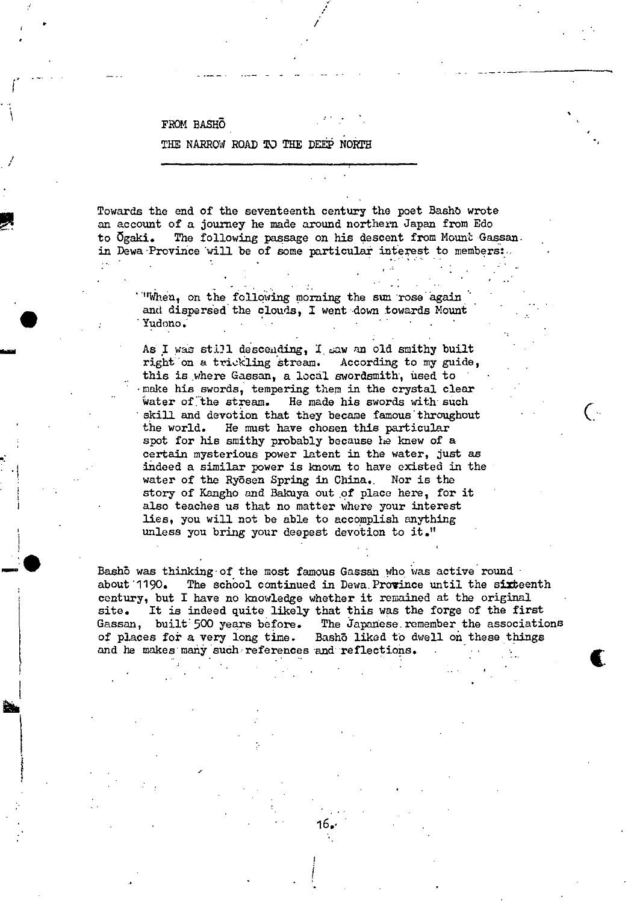FROM BASHŌ

THE NARROW ROAD TO THE DEEP NORTH

---

Towards the end of the seventeenth century the poet Bashō wrote an account of a journey he made around northern Japan from Edo to Ōgaki. The following passage on his descent from Mount Gassan in Dewa Province will be of some particular interest to members:

> "When, on the following morning the sun rose again and dispersed the clouds, I went down towards Mount Yudono.
>
> As I was still descending, I saw an old smithy built right on a trickling stream. According to my guide, this is where Gassan, a local swordsmith, used to make his swords, tempering them in the crystal clear water of the stream. He made his swords with such skill and devotion that they became famous throughout the world. He must have chosen this particular spot for his smithy probably because he knew of a certain mysterious power latent in the water, just as indeed a similar power is known to have existed in the water of the Ryōsen Spring in China. Nor is the story of Kangho and Bakuya out of place here, for it also teaches us that no matter where your interest lies, you will not be able to accomplish anything unless you bring your deepest devotion to it."

Bashō was thinking of the most famous Gassan who was active round about 1190. The school continued in Dewa Province until the sixteenth century, but I have no knowledge whether it remained at the original site. It is indeed quite likely that this was the forge of the first Gassan, built 500 years before. The Japanese remember the associations of places for a very long time. Bashō liked to dwell on these things and he makes many such references and reflections.